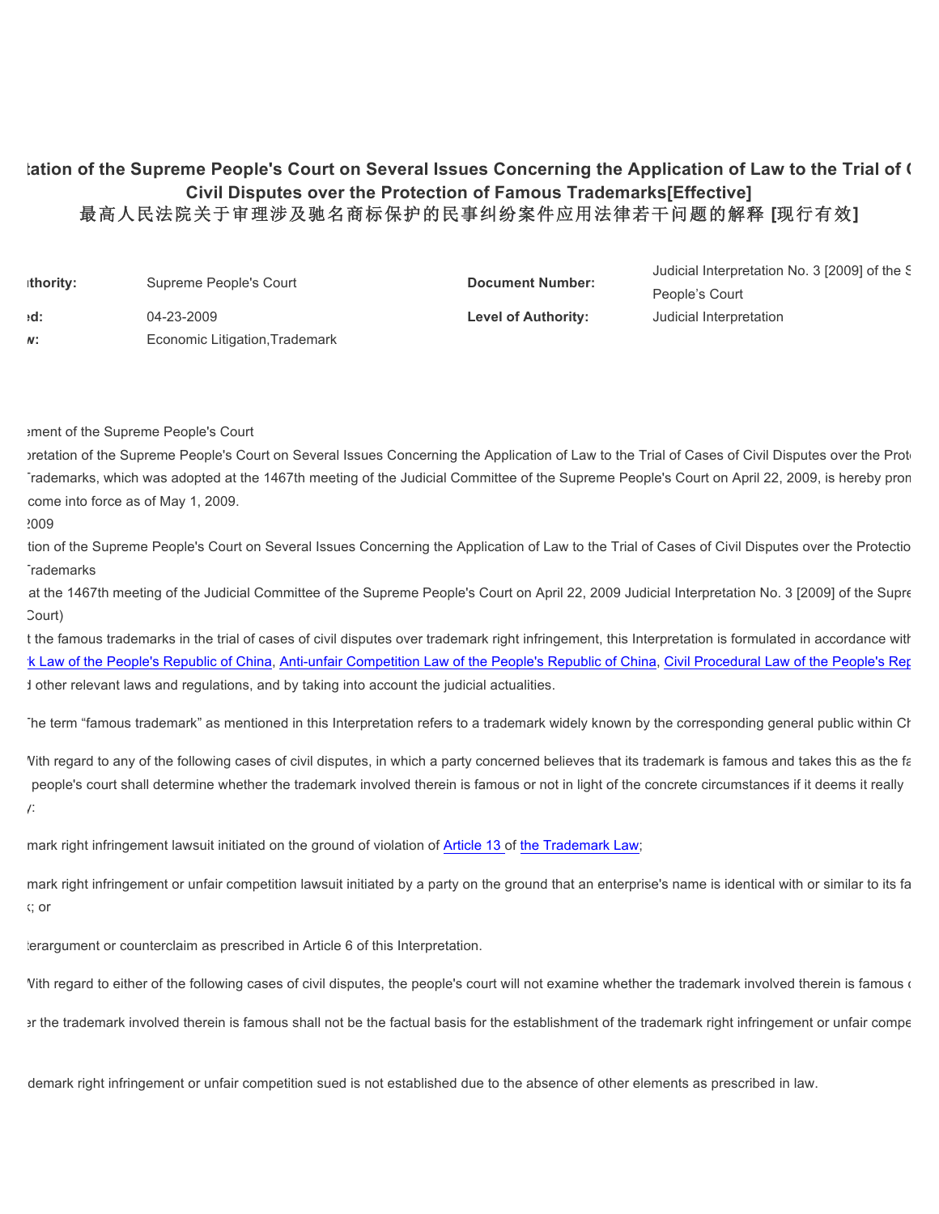# tation of the Supreme People's Court on Several Issues Concerning the Application of Law to the Trial of C Civil Disputes over the Protection of Famous Trademarks[Effective]

# 最高人民法院关于审理涉及驰名商标保护的民事纠纷案件应用法律若干问题的解释 [现行有效]

| thority: | Supreme People's Court | Document Number: | Judicial Interpretation No. 3 [2009] of the S People's Court |
|---|---|---|---|
| ed: | 04-23-2009 | Level of Authority: | Judicial Interpretation |
| w: | Economic Litigation,Trademark | | |

ement of the Supreme People's Court

pretation of the Supreme People's Court on Several Issues Concerning the Application of Law to the Trial of Cases of Civil Disputes over the Prote Trademarks, which was adopted at the 1467th meeting of the Judicial Committee of the Supreme People's Court on April 22, 2009, is hereby pron come into force as of May 1, 2009.

2009

tion of the Supreme People's Court on Several Issues Concerning the Application of Law to the Trial of Cases of Civil Disputes over the Protectio Trademarks

at the 1467th meeting of the Judicial Committee of the Supreme People's Court on April 22, 2009 Judicial Interpretation No. 3 [2009] of the Supre Court)

t the famous trademarks in the trial of cases of civil disputes over trademark right infringement, this Interpretation is formulated in accordance with k Law of the People's Republic of China, Anti-unfair Competition Law of the People's Republic of China, Civil Procedural Law of the People's Rep d other relevant laws and regulations, and by taking into account the judicial actualities.

The term “famous trademark” as mentioned in this Interpretation refers to a trademark widely known by the corresponding general public within Ch

With regard to any of the following cases of civil disputes, in which a party concerned believes that its trademark is famous and takes this as the fa people's court shall determine whether the trademark involved therein is famous or not in light of the concrete circumstances if it deems it really y:

mark right infringement lawsuit initiated on the ground of violation of Article 13 of the Trademark Law;

mark right infringement or unfair competition lawsuit initiated by a party on the ground that an enterprise's name is identical with or similar to its fa ; or

terargument or counterclaim as prescribed in Article 6 of this Interpretation.

With regard to either of the following cases of civil disputes, the people's court will not examine whether the trademark involved therein is famous c

er the trademark involved therein is famous shall not be the factual basis for the establishment of the trademark right infringement or unfair compe

demark right infringement or unfair competition sued is not established due to the absence of other elements as prescribed in law.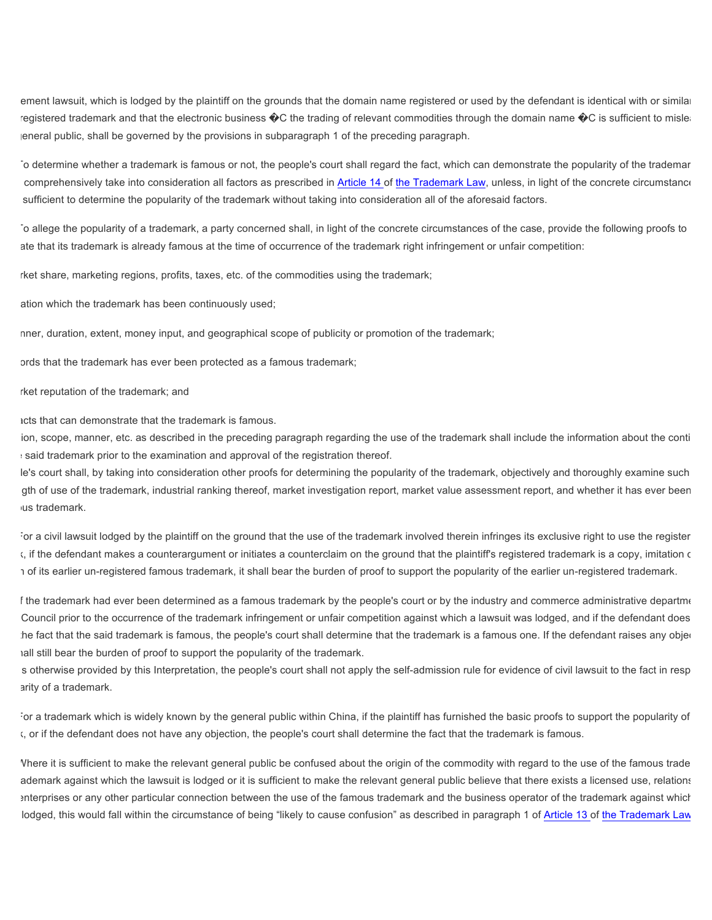ement lawsuit, which is lodged by the plaintiff on the grounds that the domain name registered or used by the defendant is identical with or similar registered trademark and that the electronic business �C the trading of relevant commodities through the domain name �C is sufficient to misle general public, shall be governed by the provisions in subparagraph 1 of the preceding paragraph.

To determine whether a trademark is famous or not, the people's court shall regard the fact, which can demonstrate the popularity of the trademar comprehensively take into consideration all factors as prescribed in Article 14 of the Trademark Law, unless, in light of the concrete circumstance sufficient to determine the popularity of the trademark without taking into consideration all of the aforesaid factors.

To allege the popularity of a trademark, a party concerned shall, in light of the concrete circumstances of the case, provide the following proofs to ate that its trademark is already famous at the time of occurrence of the trademark right infringement or unfair competition:

rket share, marketing regions, profits, taxes, etc. of the commodities using the trademark;

ation which the trademark has been continuously used;

nner, duration, extent, money input, and geographical scope of publicity or promotion of the trademark;

ords that the trademark has ever been protected as a famous trademark;

rket reputation of the trademark; and

acts that can demonstrate that the trademark is famous.
ion, scope, manner, etc. as described in the preceding paragraph regarding the use of the trademark shall include the information about the conti said trademark prior to the examination and approval of the registration thereof.
le's court shall, by taking into consideration other proofs for determining the popularity of the trademark, objectively and thoroughly examine such gth of use of the trademark, industrial ranking thereof, market investigation report, market value assessment report, and whether it has ever been us trademark.

For a civil lawsuit lodged by the plaintiff on the ground that the use of the trademark involved therein infringes its exclusive right to use the register , if the defendant makes a counterargument or initiates a counterclaim on the ground that the plaintiff's registered trademark is a copy, imitation o of its earlier un-registered famous trademark, it shall bear the burden of proof to support the popularity of the earlier un-registered trademark.

f the trademark had ever been determined as a famous trademark by the people's court or by the industry and commerce administrative departme Council prior to the occurrence of the trademark infringement or unfair competition against which a lawsuit was lodged, and if the defendant does he fact that the said trademark is famous, the people's court shall determine that the trademark is a famous one. If the defendant raises any obje hall still bear the burden of proof to support the popularity of the trademark.
s otherwise provided by this Interpretation, the people's court shall not apply the self-admission rule for evidence of civil lawsuit to the fact in resp arity of a trademark.

For a trademark which is widely known by the general public within China, if the plaintiff has furnished the basic proofs to support the popularity of , or if the defendant does not have any objection, the people's court shall determine the fact that the trademark is famous.

Where it is sufficient to make the relevant general public be confused about the origin of the commodity with regard to the use of the famous trade ademark against which the lawsuit is lodged or it is sufficient to make the relevant general public believe that there exists a licensed use, relations enterprises or any other particular connection between the use of the famous trademark and the business operator of the trademark against which lodged, this would fall within the circumstance of being "likely to cause confusion" as described in paragraph 1 of Article 13 of the Trademark Law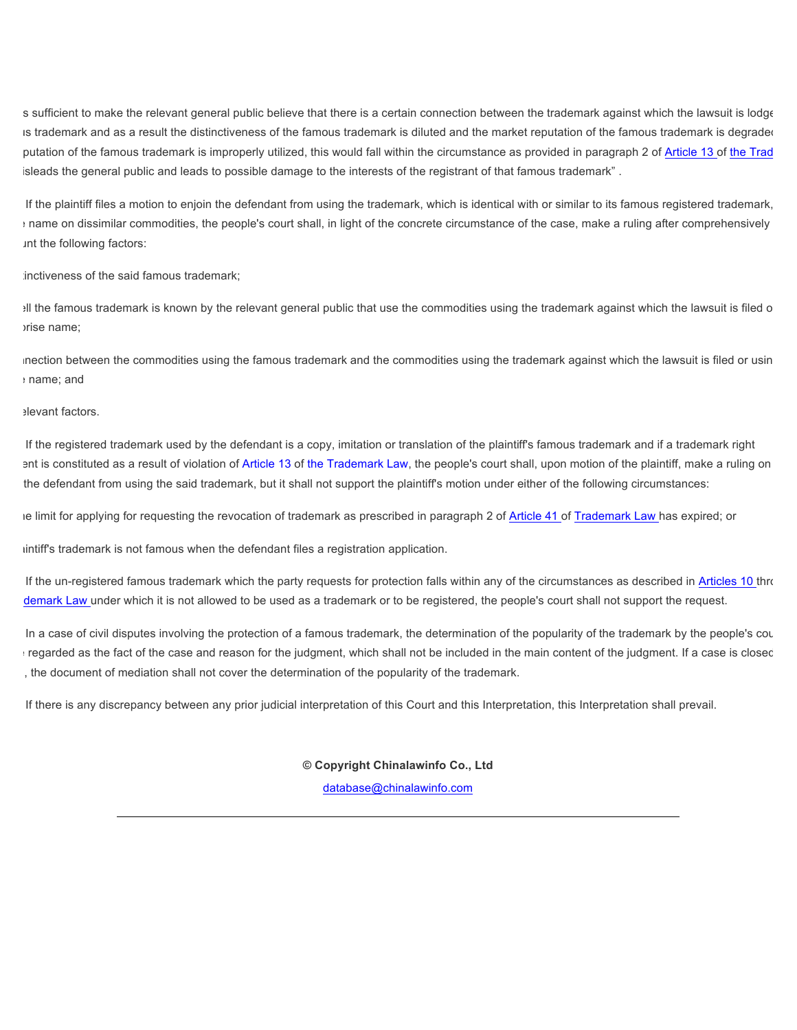s sufficient to make the relevant general public believe that there is a certain connection between the trademark against which the lawsuit is lodge ıs trademark and as a result the distinctiveness of the famous trademark is diluted and the market reputation of the famous trademark is degradeı putation of the famous trademark is improperly utilized, this would fall within the circumstance as provided in paragraph 2 of Article 13 of the Trad isleads the general public and leads to possible damage to the interests of the registrant of that famous trademark" .

If the plaintiff files a motion to enjoin the defendant from using the trademark, which is identical with or similar to its famous registered trademark, name on dissimilar commodities, the people's court shall, in light of the concrete circumstance of the case, make a ruling after comprehensively ınt the following factors:

inctiveness of the said famous trademark;

ll the famous trademark is known by the relevant general public that use the commodities using the trademark against which the lawsuit is filed o prise name;

nection between the commodities using the famous trademark and the commodities using the trademark against which the lawsuit is filed or usin name; and

levant factors.

If the registered trademark used by the defendant is a copy, imitation or translation of the plaintiff's famous trademark and if a trademark right ent is constituted as a result of violation of Article 13 of the Trademark Law, the people's court shall, upon motion of the plaintiff, make a ruling on the defendant from using the said trademark, but it shall not support the plaintiff's motion under either of the following circumstances:

ıe limit for applying for requesting the revocation of trademark as prescribed in paragraph 2 of Article 41 of Trademark Law has expired; or

intiff's trademark is not famous when the defendant files a registration application.

If the un-registered famous trademark which the party requests for protection falls within any of the circumstances as described in Articles 10 thro demark Law under which it is not allowed to be used as a trademark or to be registered, the people's court shall not support the request.

In a case of civil disputes involving the protection of a famous trademark, the determination of the popularity of the trademark by the people's cou regarded as the fact of the case and reason for the judgment, which shall not be included in the main content of the judgment. If a case is closed , the document of mediation shall not cover the determination of the popularity of the trademark.

If there is any discrepancy between any prior judicial interpretation of this Court and this Interpretation, this Interpretation shall prevail.

**© Copyright Chinalawinfo Co., Ltd**

database@chinalawinfo.com